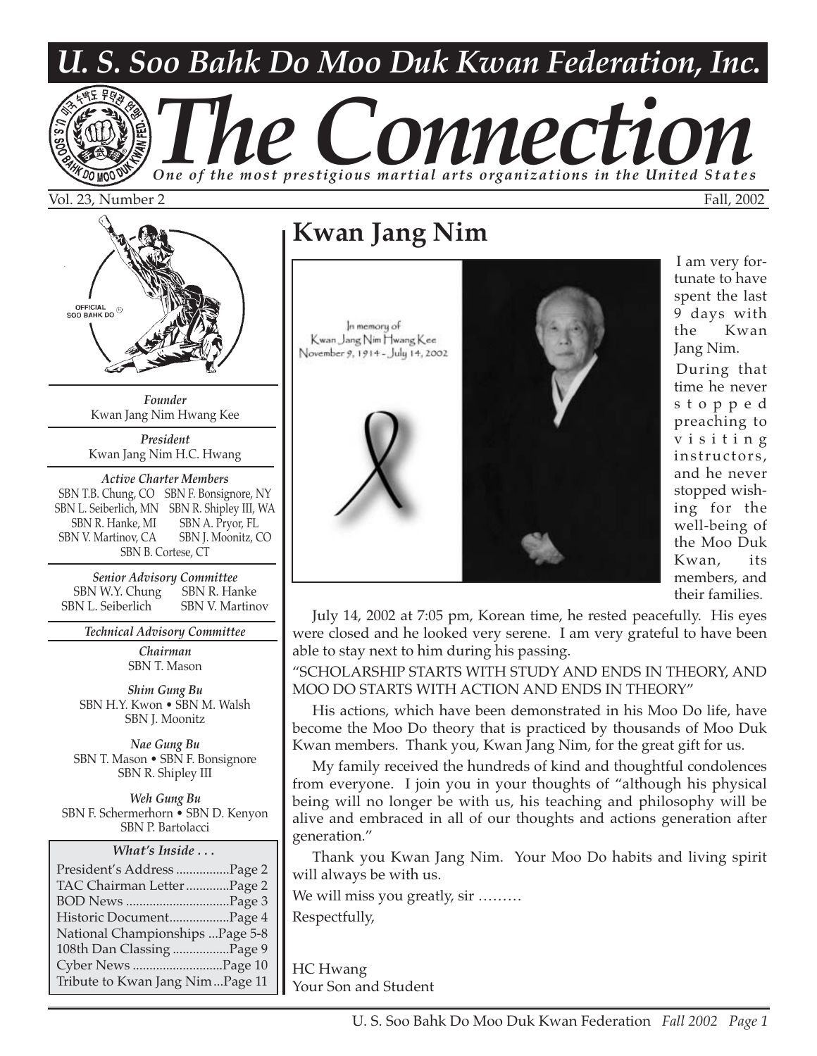# U. S. Soo Bahk Do Moo Duk Kwan Federation, Inc.

# The Connection

*One of the most prestigious martial arts organizations in the United States*

Vol. 23, Number 2 — Fall, 2002

OFFICIAL SOO BAHK DO

*Founder*
Kwan Jang Nim Hwang Kee

*President*
Kwan Jang Nim H.C. Hwang

*Active Charter Members*
SBN T.B. Chung, CO  SBN F. Bonsignore, NY
SBN L. Seiberlich, MN  SBN R. Shipley III, WA
SBN R. Hanke, MI  SBN A. Pryor, FL
SBN V. Martinov, CA  SBN J. Moonitz, CO
SBN B. Cortese, CT

*Senior Advisory Committee*
SBN W.Y. Chung  SBN R. Hanke
SBN L. Seiberlich  SBN V. Martinov

*Technical Advisory Committee*

*Chairman*
SBN T. Mason

*Shim Gung Bu*
SBN H.Y. Kwon • SBN M. Walsh
SBN J. Moonitz

*Nae Gung Bu*
SBN T. Mason • SBN F. Bonsignore
SBN R. Shipley III

*Weh Gung Bu*
SBN F. Schermerhorn • SBN D. Kenyon
SBN P. Bartolacci

*What's Inside . . .*

| | |
|---|---|
| President's Address | Page 2 |
| TAC Chairman Letter | Page 2 |
| BOD News | Page 3 |
| Historic Document | Page 4 |
| National Championships | Page 5-8 |
| 108th Dan Classing | Page 9 |
| Cyber News | Page 10 |
| Tribute to Kwan Jang Nim | Page 11 |

## Kwan Jang Nim

In memory of
Kwan Jang Nim Hwang Kee
November 9, 1914 - July 14, 2002

I am very fortunate to have spent the last 9 days with the Kwan Jang Nim.

During that time he never stopped preaching to visiting instructors, and he never stopped wishing for the well-being of the Moo Duk Kwan, its members, and their families.

July 14, 2002 at 7:05 pm, Korean time, he rested peacefully. His eyes were closed and he looked very serene. I am very grateful to have been able to stay next to him during his passing.

"SCHOLARSHIP STARTS WITH STUDY AND ENDS IN THEORY, AND MOO DO STARTS WITH ACTION AND ENDS IN THEORY"

His actions, which have been demonstrated in his Moo Do life, have become the Moo Do theory that is practiced by thousands of Moo Duk Kwan members. Thank you, Kwan Jang Nim, for the great gift for us.

My family received the hundreds of kind and thoughtful condolences from everyone. I join you in your thoughts of "although his physical being will no longer be with us, his teaching and philosophy will be alive and embraced in all of our thoughts and actions generation after generation."

Thank you Kwan Jang Nim. Your Moo Do habits and living spirit will always be with us.

We will miss you greatly, sir ………

Respectfully,

HC Hwang
Your Son and Student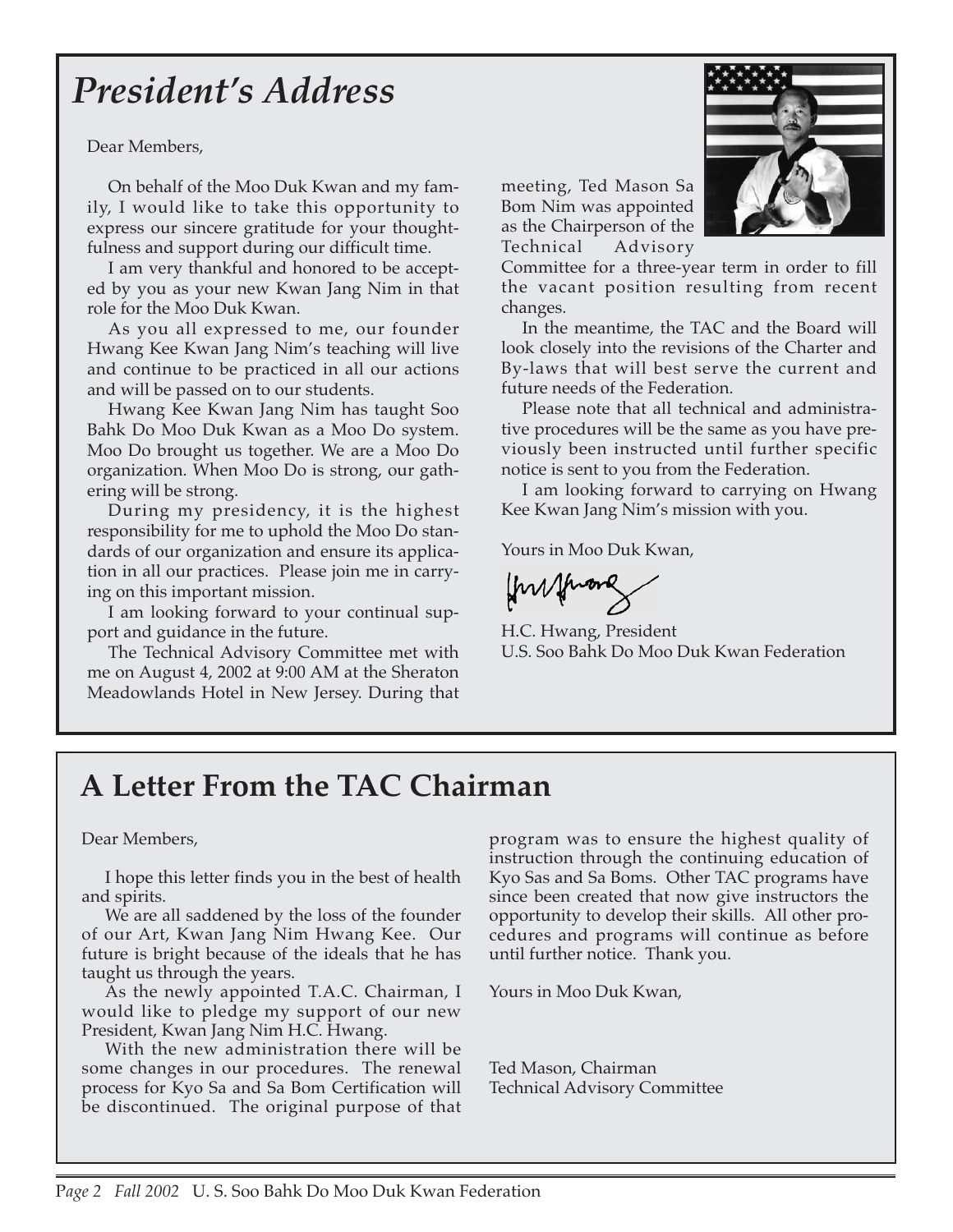# *President's Address*

Dear Members,

On behalf of the Moo Duk Kwan and my family, I would like to take this opportunity to express our sincere gratitude for your thoughtfulness and support during our difficult time.

I am very thankful and honored to be accepted by you as your new Kwan Jang Nim in that role for the Moo Duk Kwan.

As you all expressed to me, our founder Hwang Kee Kwan Jang Nim's teaching will live and continue to be practiced in all our actions and will be passed on to our students.

Hwang Kee Kwan Jang Nim has taught Soo Bahk Do Moo Duk Kwan as a Moo Do system. Moo Do brought us together. We are a Moo Do organization. When Moo Do is strong, our gathering will be strong.

During my presidency, it is the highest responsibility for me to uphold the Moo Do standards of our organization and ensure its application in all our practices. Please join me in carrying on this important mission.

I am looking forward to your continual support and guidance in the future.

The Technical Advisory Committee met with me on August 4, 2002 at 9:00 AM at the Sheraton Meadowlands Hotel in New Jersey. During that meeting, Ted Mason Sa Bom Nim was appointed as the Chairperson of the Technical Advisory Committee for a three-year term in order to fill the vacant position resulting from recent changes.

In the meantime, the TAC and the Board will look closely into the revisions of the Charter and By-laws that will best serve the current and future needs of the Federation.

Please note that all technical and administrative procedures will be the same as you have previously been instructed until further specific notice is sent to you from the Federation.

I am looking forward to carrying on Hwang Kee Kwan Jang Nim's mission with you.

Yours in Moo Duk Kwan,

H.C. Hwang, President
U.S. Soo Bahk Do Moo Duk Kwan Federation

## A Letter From the TAC Chairman

Dear Members,

I hope this letter finds you in the best of health and spirits.

We are all saddened by the loss of the founder of our Art, Kwan Jang Nim Hwang Kee. Our future is bright because of the ideals that he has taught us through the years.

As the newly appointed T.A.C. Chairman, I would like to pledge my support of our new President, Kwan Jang Nim H.C. Hwang.

With the new administration there will be some changes in our procedures. The renewal process for Kyo Sa and Sa Bom Certification will be discontinued. The original purpose of that program was to ensure the highest quality of instruction through the continuing education of Kyo Sas and Sa Boms. Other TAC programs have since been created that now give instructors the opportunity to develop their skills. All other procedures and programs will continue as before until further notice. Thank you.

Yours in Moo Duk Kwan,

Ted Mason, Chairman
Technical Advisory Committee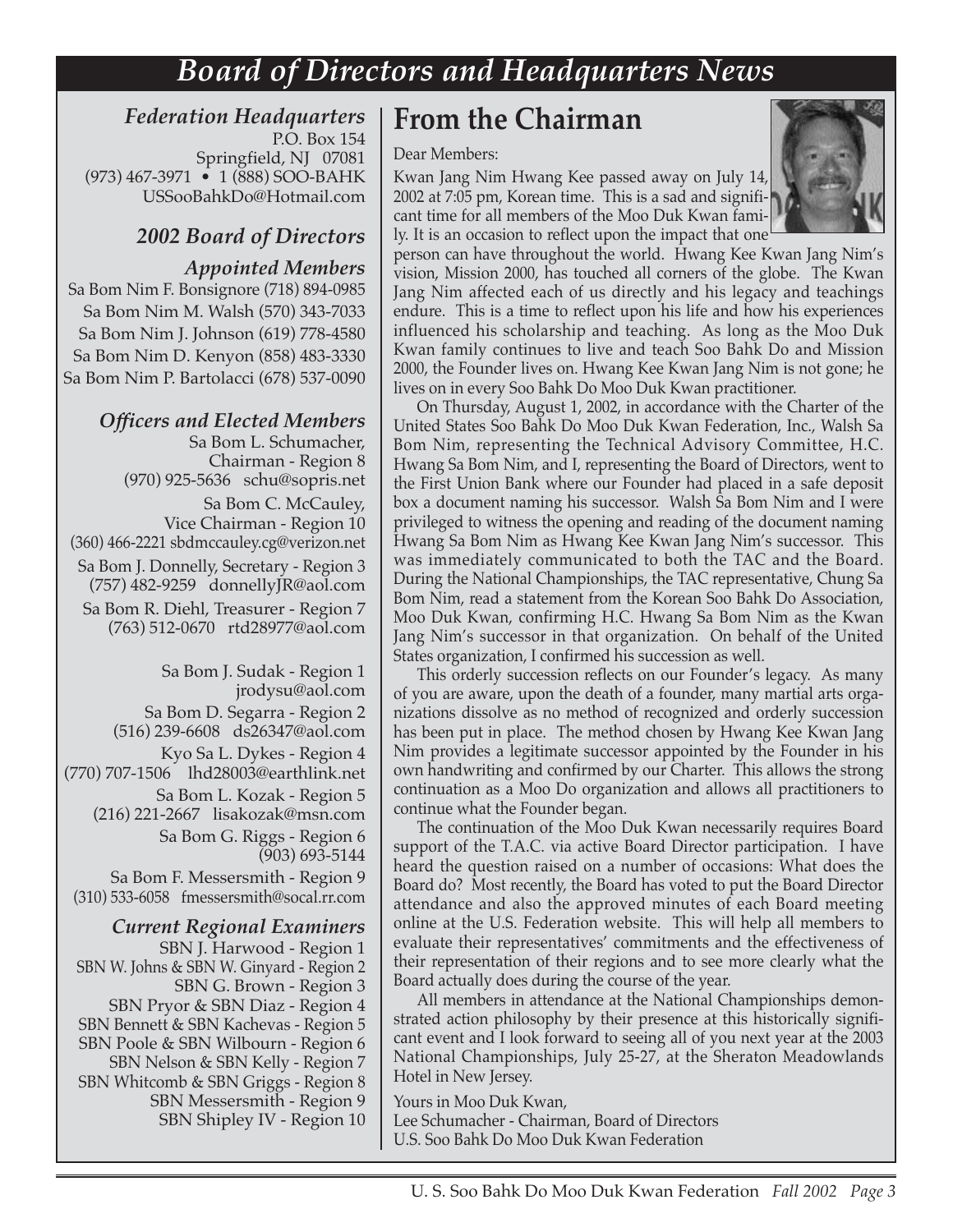# Board of Directors and Headquarters News

### *Federation Headquarters*

P.O. Box 154
Springfield, NJ 07081
(973) 467-3971 • 1 (888) SOO-BAHK
USSooBahkDo@Hotmail.com

### *2002 Board of Directors*

#### *Appointed Members*

Sa Bom Nim F. Bonsignore (718) 894-0985
Sa Bom Nim M. Walsh (570) 343-7033
Sa Bom Nim J. Johnson (619) 778-4580
Sa Bom Nim D. Kenyon (858) 483-3330
Sa Bom Nim P. Bartolacci (678) 537-0090

#### *Officers and Elected Members*

Sa Bom L. Schumacher,
Chairman - Region 8
(970) 925-5636 schu@sopris.net

Sa Bom C. McCauley,
Vice Chairman - Region 10
(360) 466-2221 sbdmccauley.cg@verizon.net

Sa Bom J. Donnelly, Secretary - Region 3
(757) 482-9259 donnellyJR@aol.com

Sa Bom R. Diehl, Treasurer - Region 7
(763) 512-0670 rtd28977@aol.com

Sa Bom J. Sudak - Region 1
jrodysu@aol.com

Sa Bom D. Segarra - Region 2
(516) 239-6608 ds26347@aol.com

Kyo Sa L. Dykes - Region 4
(770) 707-1506 lhd28003@earthlink.net

Sa Bom L. Kozak - Region 5
(216) 221-2667 lisakozak@msn.com

Sa Bom G. Riggs - Region 6
(903) 693-5144

Sa Bom F. Messersmith - Region 9
(310) 533-6058 fmessersmith@socal.rr.com

#### *Current Regional Examiners*

SBN J. Harwood - Region 1
SBN W. Johns & SBN W. Ginyard - Region 2
SBN G. Brown - Region 3
SBN Pryor & SBN Diaz - Region 4
SBN Bennett & SBN Kachevas - Region 5
SBN Poole & SBN Wilbourn - Region 6
SBN Nelson & SBN Kelly - Region 7
SBN Whitcomb & SBN Griggs - Region 8
SBN Messersmith - Region 9
SBN Shipley IV - Region 10

## From the Chairman

Dear Members:

Kwan Jang Nim Hwang Kee passed away on July 14, 2002 at 7:05 pm, Korean time. This is a sad and significant time for all members of the Moo Duk Kwan family. It is an occasion to reflect upon the impact that one person can have throughout the world. Hwang Kee Kwan Jang Nim's vision, Mission 2000, has touched all corners of the globe. The Kwan Jang Nim affected each of us directly and his legacy and teachings endure. This is a time to reflect upon his life and how his experiences influenced his scholarship and teaching. As long as the Moo Duk Kwan family continues to live and teach Soo Bahk Do and Mission 2000, the Founder lives on. Hwang Kee Kwan Jang Nim is not gone; he lives on in every Soo Bahk Do Moo Duk Kwan practitioner.

On Thursday, August 1, 2002, in accordance with the Charter of the United States Soo Bahk Do Moo Duk Kwan Federation, Inc., Walsh Sa Bom Nim, representing the Technical Advisory Committee, H.C. Hwang Sa Bom Nim, and I, representing the Board of Directors, went to the First Union Bank where our Founder had placed in a safe deposit box a document naming his successor. Walsh Sa Bom Nim and I were privileged to witness the opening and reading of the document naming Hwang Sa Bom Nim as Hwang Kee Kwan Jang Nim's successor. This was immediately communicated to both the TAC and the Board. During the National Championships, the TAC representative, Chung Sa Bom Nim, read a statement from the Korean Soo Bahk Do Association, Moo Duk Kwan, confirming H.C. Hwang Sa Bom Nim as the Kwan Jang Nim's successor in that organization. On behalf of the United States organization, I confirmed his succession as well.

This orderly succession reflects on our Founder's legacy. As many of you are aware, upon the death of a founder, many martial arts organizations dissolve as no method of recognized and orderly succession has been put in place. The method chosen by Hwang Kee Kwan Jang Nim provides a legitimate successor appointed by the Founder in his own handwriting and confirmed by our Charter. This allows the strong continuation as a Moo Do organization and allows all practitioners to continue what the Founder began.

The continuation of the Moo Duk Kwan necessarily requires Board support of the T.A.C. via active Board Director participation. I have heard the question raised on a number of occasions: What does the Board do? Most recently, the Board has voted to put the Board Director attendance and also the approved minutes of each Board meeting online at the U.S. Federation website. This will help all members to evaluate their representatives' commitments and the effectiveness of their representation of their regions and to see more clearly what the Board actually does during the course of the year.

All members in attendance at the National Championships demonstrated action philosophy by their presence at this historically significant event and I look forward to seeing all of you next year at the 2003 National Championships, July 25-27, at the Sheraton Meadowlands Hotel in New Jersey.

Yours in Moo Duk Kwan,
Lee Schumacher - Chairman, Board of Directors
U.S. Soo Bahk Do Moo Duk Kwan Federation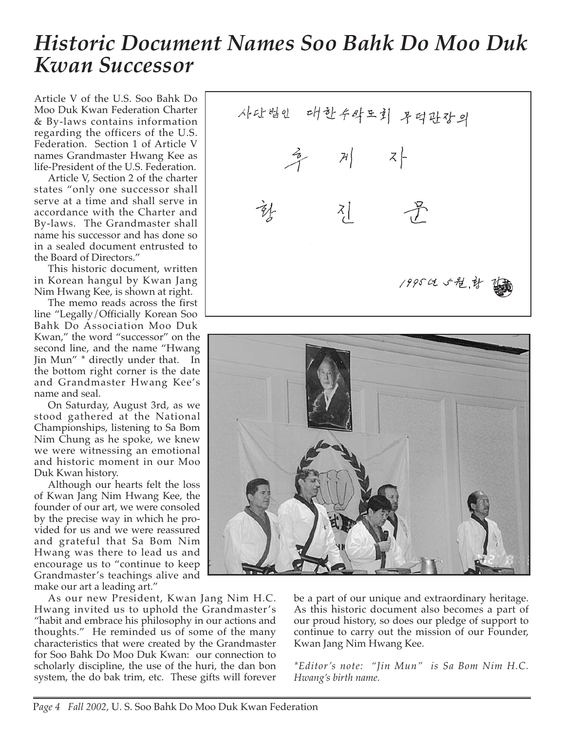# *Historic Document Names Soo Bahk Do Moo Duk Kwan Successor*

Article V of the U.S. Soo Bahk Do Moo Duk Kwan Federation Charter & By-laws contains information regarding the officers of the U.S. Federation. Section 1 of Article V names Grandmaster Hwang Kee as life-President of the U.S. Federation.

Article V, Section 2 of the charter states "only one successor shall serve at a time and shall serve in accordance with the Charter and By-laws. The Grandmaster shall name his successor and has done so in a sealed document entrusted to the Board of Directors."

This historic document, written in Korean hangul by Kwan Jang Nim Hwang Kee, is shown at right.

The memo reads across the first line "Legally/Officially Korean Soo Bahk Do Association Moo Duk Kwan," the word "successor" on the second line, and the name "Hwang Jin Mun" * directly under that. In the bottom right corner is the date and Grandmaster Hwang Kee's name and seal.

On Saturday, August 3rd, as we stood gathered at the National Championships, listening to Sa Bom Nim Chung as he spoke, we knew we were witnessing an emotional and historic moment in our Moo Duk Kwan history.

Although our hearts felt the loss of Kwan Jang Nim Hwang Kee, the founder of our art, we were consoled by the precise way in which he provided for us and we were reassured and grateful that Sa Bom Nim Hwang was there to lead us and encourage us to "continue to keep Grandmaster's teachings alive and make our art a leading art."

As our new President, Kwan Jang Nim H.C. Hwang invited us to uphold the Grandmaster's "habit and embrace his philosophy in our actions and thoughts." He reminded us of some of the many characteristics that were created by the Grandmaster for Soo Bahk Do Moo Duk Kwan: our connection to scholarly discipline, the use of the huri, the dan bon system, the do bak trim, etc. These gifts will forever be a part of our unique and extraordinary heritage. As this historic document also becomes a part of our proud history, so does our pledge of support to continue to carry out the mission of our Founder, Kwan Jang Nim Hwang Kee.

*\*Editor's note: "Jin Mun" is Sa Bom Nim H.C. Hwang's birth name.*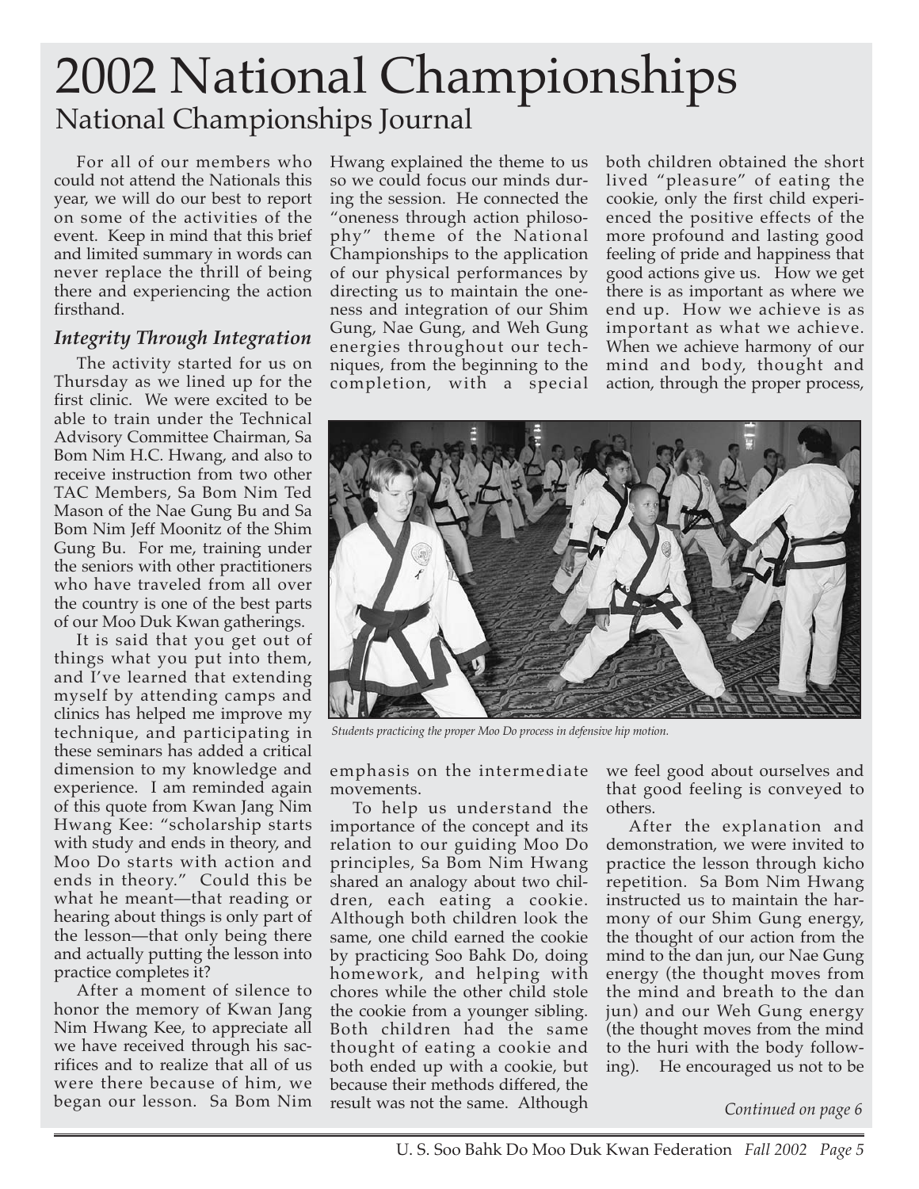# 2002 National Championships

## National Championships Journal

For all of our members who could not attend the Nationals this year, we will do our best to report on some of the activities of the event. Keep in mind that this brief and limited summary in words can never replace the thrill of being there and experiencing the action firsthand.

### *Integrity Through Integration*

The activity started for us on Thursday as we lined up for the first clinic. We were excited to be able to train under the Technical Advisory Committee Chairman, Sa Bom Nim H.C. Hwang, and also to receive instruction from two other TAC Members, Sa Bom Nim Ted Mason of the Nae Gung Bu and Sa Bom Nim Jeff Moonitz of the Shim Gung Bu. For me, training under the seniors with other practitioners who have traveled from all over the country is one of the best parts of our Moo Duk Kwan gatherings.

It is said that you get out of things what you put into them, and I've learned that extending myself by attending camps and clinics has helped me improve my technique, and participating in these seminars has added a critical dimension to my knowledge and experience. I am reminded again of this quote from Kwan Jang Nim Hwang Kee: "scholarship starts with study and ends in theory, and Moo Do starts with action and ends in theory." Could this be what he meant—that reading or hearing about things is only part of the lesson—that only being there and actually putting the lesson into practice completes it?

After a moment of silence to honor the memory of Kwan Jang Nim Hwang Kee, to appreciate all we have received through his sacrifices and to realize that all of us were there because of him, we began our lesson. Sa Bom Nim Hwang explained the theme to us so we could focus our minds during the session. He connected the "oneness through action philosophy" theme of the National Championships to the application of our physical performances by directing us to maintain the oneness and integration of our Shim Gung, Nae Gung, and Weh Gung energies throughout our techniques, from the beginning to the completion, with a special emphasis on the intermediate movements.

*Students practicing the proper Moo Do process in defensive hip motion.*

To help us understand the importance of the concept and its relation to our guiding Moo Do principles, Sa Bom Nim Hwang shared an analogy about two children, each eating a cookie. Although both children look the same, one child earned the cookie by practicing Soo Bahk Do, doing homework, and helping with chores while the other child stole the cookie from a younger sibling. Both children had the same thought of eating a cookie and both ended up with a cookie, but because their methods differed, the result was not the same. Although both children obtained the short lived "pleasure" of eating the cookie, only the first child experienced the positive effects of the more profound and lasting good feeling of pride and happiness that good actions give us. How we get there is as important as where we end up. How we achieve is as important as what we achieve. When we achieve harmony of our mind and body, thought and action, through the proper process, we feel good about ourselves and that good feeling is conveyed to others.

After the explanation and demonstration, we were invited to practice the lesson through kicho repetition. Sa Bom Nim Hwang instructed us to maintain the harmony of our Shim Gung energy, the thought of our action from the mind to the dan jun, our Nae Gung energy (the thought moves from the mind and breath to the dan jun) and our Weh Gung energy (the thought moves from the mind to the huri with the body following). He encouraged us not to be

*Continued on page 6*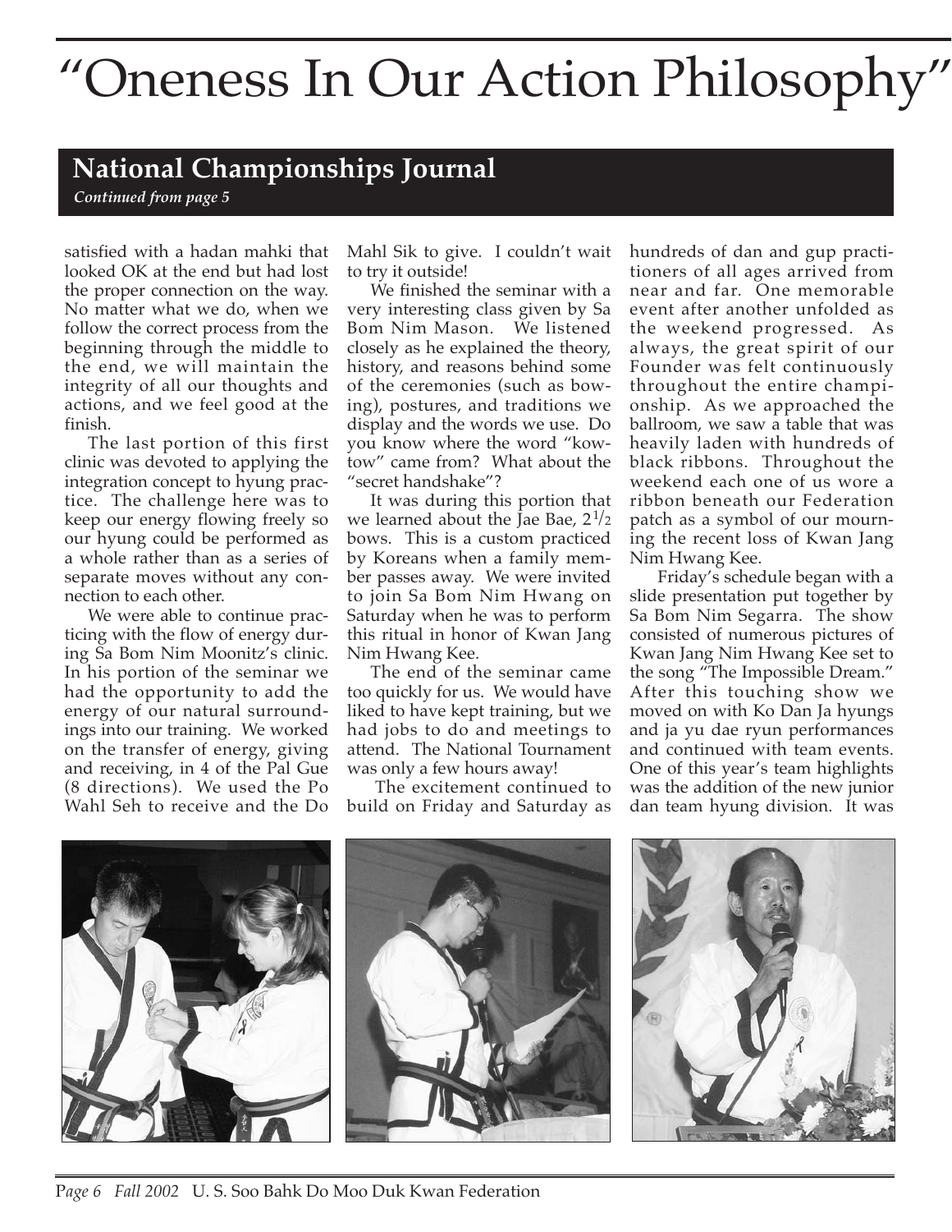# "Oneness In Our Action Philosophy"

## National Championships Journal

*Continued from page 5*

satisfied with a hadan mahki that looked OK at the end but had lost the proper connection on the way. No matter what we do, when we follow the correct process from the beginning through the middle to the end, we will maintain the integrity of all our thoughts and actions, and we feel good at the finish.

The last portion of this first clinic was devoted to applying the integration concept to hyung practice. The challenge here was to keep our energy flowing freely so our hyung could be performed as a whole rather than as a series of separate moves without any connection to each other.

We were able to continue practicing with the flow of energy during Sa Bom Nim Moonitz's clinic. In his portion of the seminar we had the opportunity to add the energy of our natural surroundings into our training. We worked on the transfer of energy, giving and receiving, in 4 of the Pal Gue (8 directions). We used the Po Wahl Seh to receive and the Do Mahl Sik to give. I couldn't wait to try it outside!

We finished the seminar with a very interesting class given by Sa Bom Nim Mason. We listened closely as he explained the theory, history, and reasons behind some of the ceremonies (such as bowing), postures, and traditions we display and the words we use. Do you know where the word "kow-tow" came from? What about the "secret handshake"?

It was during this portion that we learned about the Jae Bae, 2 1/2 bows. This is a custom practiced by Koreans when a family member passes away. We were invited to join Sa Bom Nim Hwang on Saturday when he was to perform this ritual in honor of Kwan Jang Nim Hwang Kee.

The end of the seminar came too quickly for us. We would have liked to have kept training, but we had jobs to do and meetings to attend. The National Tournament was only a few hours away!

The excitement continued to build on Friday and Saturday as hundreds of dan and gup practitioners of all ages arrived from near and far. One memorable event after another unfolded as the weekend progressed. As always, the great spirit of our Founder was felt continuously throughout the entire championship. As we approached the ballroom, we saw a table that was heavily laden with hundreds of black ribbons. Throughout the weekend each one of us wore a ribbon beneath our Federation patch as a symbol of our mourning the recent loss of Kwan Jang Nim Hwang Kee.

Friday's schedule began with a slide presentation put together by Sa Bom Nim Segarra. The show consisted of numerous pictures of Kwan Jang Nim Hwang Kee set to the song "The Impossible Dream." After this touching show we moved on with Ko Dan Ja hyungs and ja yu dae ryun performances and continued with team events. One of this year's team highlights was the addition of the new junior dan team hyung division. It was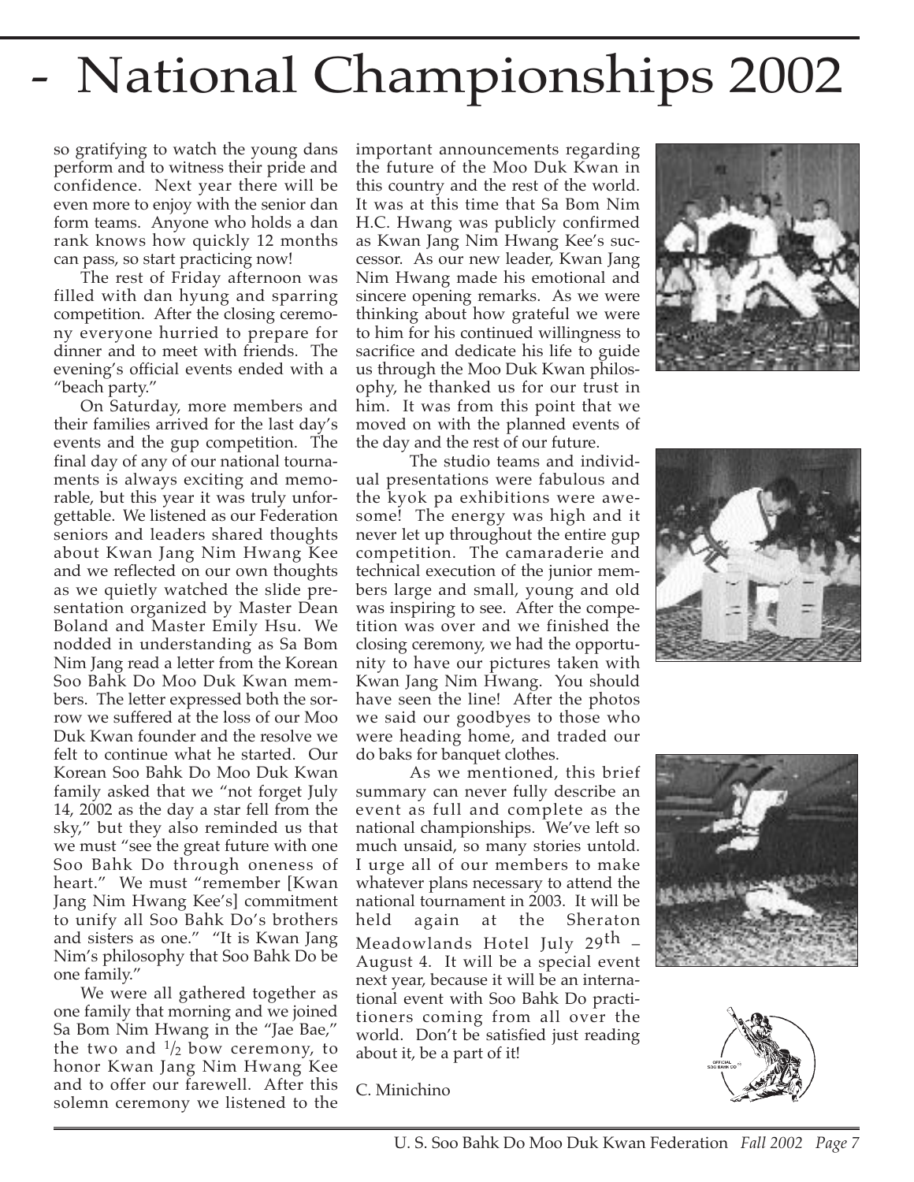# - National Championships 2002

so gratifying to watch the young dans perform and to witness their pride and confidence. Next year there will be even more to enjoy with the senior dan form teams. Anyone who holds a dan rank knows how quickly 12 months can pass, so start practicing now!

The rest of Friday afternoon was filled with dan hyung and sparring competition. After the closing ceremony everyone hurried to prepare for dinner and to meet with friends. The evening's official events ended with a "beach party."

On Saturday, more members and their families arrived for the last day's events and the gup competition. The final day of any of our national tournaments is always exciting and memorable, but this year it was truly unforgettable. We listened as our Federation seniors and leaders shared thoughts about Kwan Jang Nim Hwang Kee and we reflected on our own thoughts as we quietly watched the slide presentation organized by Master Dean Boland and Master Emily Hsu. We nodded in understanding as Sa Bom Nim Jang read a letter from the Korean Soo Bahk Do Moo Duk Kwan members. The letter expressed both the sorrow we suffered at the loss of our Moo Duk Kwan founder and the resolve we felt to continue what he started. Our Korean Soo Bahk Do Moo Duk Kwan family asked that we "not forget July 14, 2002 as the day a star fell from the sky," but they also reminded us that we must "see the great future with one Soo Bahk Do through oneness of heart." We must "remember [Kwan Jang Nim Hwang Kee's] commitment to unify all Soo Bahk Do's brothers and sisters as one." "It is Kwan Jang Nim's philosophy that Soo Bahk Do be one family."

We were all gathered together as one family that morning and we joined Sa Bom Nim Hwang in the "Jae Bae," the two and 1/2 bow ceremony, to honor Kwan Jang Nim Hwang Kee and to offer our farewell. After this solemn ceremony we listened to the important announcements regarding the future of the Moo Duk Kwan in this country and the rest of the world. It was at this time that Sa Bom Nim H.C. Hwang was publicly confirmed as Kwan Jang Nim Hwang Kee's successor. As our new leader, Kwan Jang Nim Hwang made his emotional and sincere opening remarks. As we were thinking about how grateful we were to him for his continued willingness to sacrifice and dedicate his life to guide us through the Moo Duk Kwan philosophy, he thanked us for our trust in him. It was from this point that we moved on with the planned events of the day and the rest of our future.

The studio teams and individual presentations were fabulous and the kyok pa exhibitions were awesome! The energy was high and it never let up throughout the entire gup competition. The camaraderie and technical execution of the junior members large and small, young and old was inspiring to see. After the competition was over and we finished the closing ceremony, we had the opportunity to have our pictures taken with Kwan Jang Nim Hwang. You should have seen the line! After the photos we said our goodbyes to those who were heading home, and traded our do baks for banquet clothes.

As we mentioned, this brief summary can never fully describe an event as full and complete as the national championships. We've left so much unsaid, so many stories untold. I urge all of our members to make whatever plans necessary to attend the national tournament in 2003. It will be held again at the Sheraton Meadowlands Hotel July 29th – August 4. It will be a special event next year, because it will be an international event with Soo Bahk Do practitioners coming from all over the world. Don't be satisfied just reading about it, be a part of it!

C. Minichino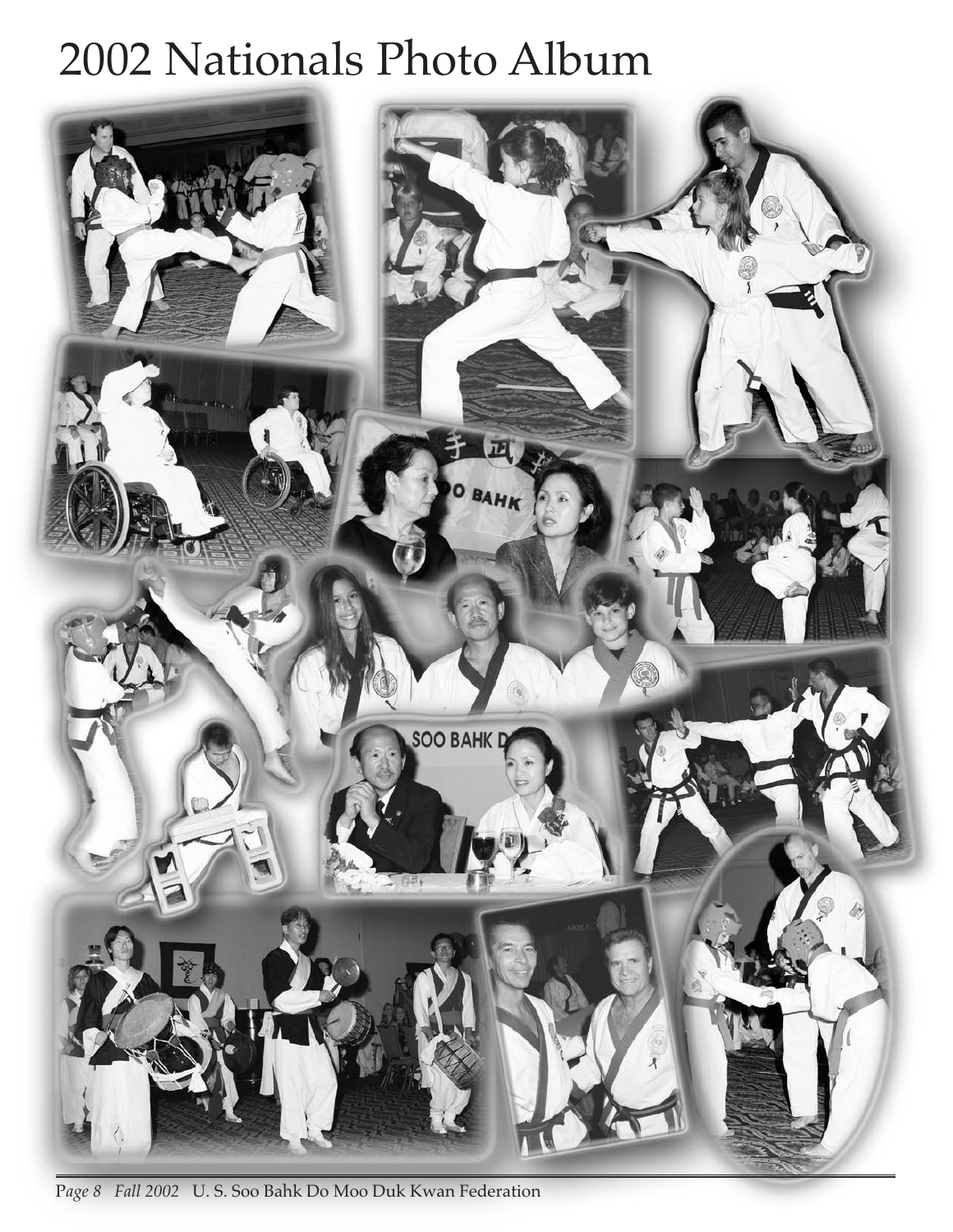# 2002 Nationals Photo Album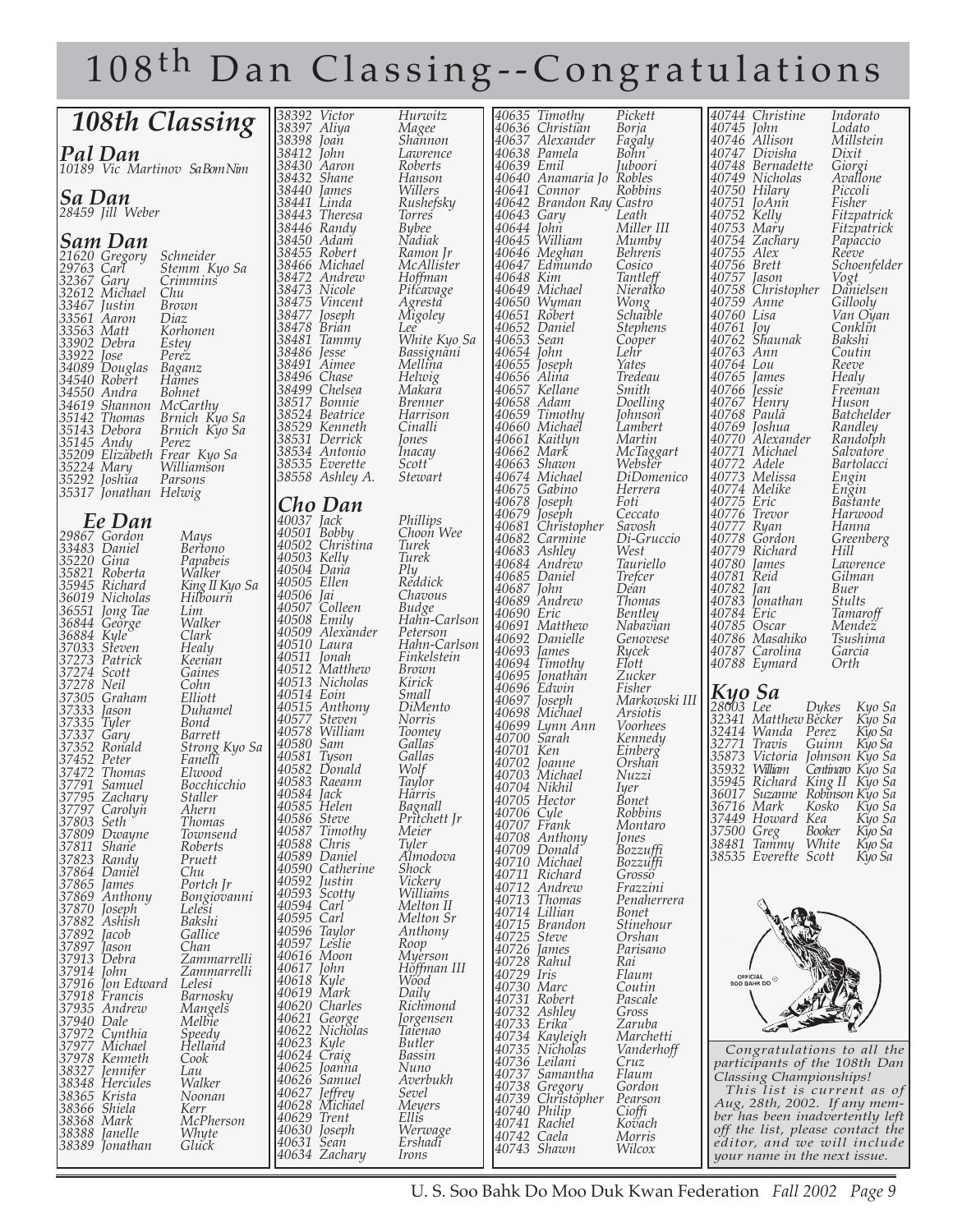# 108th Dan Classing--Congratulations

## 108th Classing

### Pal Dan

10189 Vic Martinov Sa Bom Nim

### Sa Dan

28459 Jill Weber

### Sam Dan

21620 Gregory Schneider
29763 Carl Stemm Kyo Sa
32367 Gary Crimmins
32612 Michael Chu
33467 Justin Brown
33561 Aaron Diaz
33563 Matt Korhonen
33902 Debra Estey
33922 Jose Perez
34089 Douglas Baganz
34540 Robert Hames
34550 Andra Bohnet
34619 Shannon McCarthy
35142 Thomas Brnich Kyo Sa
35143 Debora Brnich Kyo Sa
35145 Andy Perez
35209 Elizabeth Frear Kyo Sa
35224 Mary Williamson
35292 Joshua Parsons
35317 Jonathan Helwig

### Ee Dan

29867 Gordon Mays
33483 Daniel Bertono
35220 Gina Papabeis
35821 Roberta Walker
35945 Richard King II Kyo Sa
36019 Nicholas Hilbourn
36551 Jong Tae Lim
36844 George Walker
36884 Kyle Clark
37033 Steven Healy
37273 Patrick Keenan
37274 Scott Gaines
37278 Neil Cohn
37305 Graham Elliott
37333 Jason Duhamel
37335 Tyler Bond
37337 Gary Barrett
37352 Ronald Strong Kyo Sa
37452 Peter Fanelli
37472 Thomas Elwood
37791 Samuel Bocchicchio
37795 Zachary Staller
37797 Carolyn Ahern
37803 Seth Thomas
37809 Dwayne Townsend
37811 Shane Roberts
37823 Randy Pruett
37864 Daniel Chu
37865 James Portch Jr
37869 Anthony Bongiovanni
37870 Joseph Lelesi
37882 Ashish Bakshi
37892 Jacob Gallice
37897 Jason Chan
37913 Debra Zammarrelli
37914 John Zammarrelli
37916 Jon Edward Lelesi
37918 Francis Barnosky
37935 Andrew Mangels
37940 Dale Melbie
37972 Cynthia Speedy
37977 Michael Helland
37978 Kenneth Cook
38327 Jennifer Lau
38348 Hercules Walker
38365 Krista Noonan
38366 Shiela Kerr
38368 Mark McPherson
38388 Janelle Whyte
38389 Jonathan Gluck
38392 Victor Hurwitz
38397 Aliya Magee
38398 Joan Shannon
38412 John Lawrence
38430 Aaron Roberts
38432 Shane Hanson
38440 James Willers
38441 Linda Rushefsky
38443 Theresa Torres
38446 Randy Bybee
38450 Adam Nadiak
38455 Robert Ramon Jr
38466 Michael McAllister
38472 Andrew Hoffman
38473 Nicole Pitcavage
38475 Vincent Agresta
38477 Joseph Migoley
38478 Brian Lee
38481 Tammy White Kyo Sa
38486 Jesse Bassignani
38491 Aimee Mellina
38496 Chase Helwig
38499 Chelsea Makara
38517 Bonnie Brenner
38524 Beatrice Harrison
38529 Kenneth Cinalli
38531 Derrick Jones
38534 Antonio Inacay
38535 Everette Scott
38558 Ashley A. Stewart

### Cho Dan

40037 Jack Phillips
40501 Bobby Choon Wee
40502 Christina Turek
40503 Kelly Turek
40504 Dana Ply
40505 Ellen Reddick
40506 Jai Chavous
40507 Colleen Budge
40508 Emily Hahn-Carlson
40509 Alexander Peterson
40510 Laura Hahn-Carlson
40511 Jonah Finkelstein
40512 Matthew Brown
40513 Nicholas Kirick
40514 Eoin Small
40515 Anthony DiMento
40577 Steven Norris
40578 William Toomey
40580 Sam Gallas
40581 Tyson Gallas
40582 Donald Wolf
40583 Raeann Taylor
40584 Jack Harris
40585 Helen Bagnall
40586 Steve Pritchett Jr
40587 Timothy Meier
40588 Chris Tyler
40589 Daniel Almodova
40590 Catherine Shock
40592 Justin Vickery
40593 Scotty Williams
40594 Carl Melton II
40595 Carl Melton Sr
40596 Taylor Anthony
40597 Leslie Roop
40616 Moon Myerson
40617 John Hoffman III
40618 Kyle Wood
40619 Mark Daily
40620 Charles Richmond
40621 George Jorgensen
40622 Nicholas Taienao
40623 Kyle Butler
40624 Craig Bassin
40625 Joanna Nuno
40626 Samuel Averbukh
40627 Jeffrey Sevel
40628 Michael Meyers
40629 Trent Ellis
40630 Joseph Werwage
40631 Sean Ershadi
40634 Zachary Irons
40635 Timothy Pickett
40636 Christian Borja
40637 Alexander Fagaly
40638 Pamela Bohn
40639 Emil Juboori
40640 Anamaria Jo Robles
40641 Connor Robbins
40642 Brandon Ray Castro
40643 Gary Leath
40644 John Miller III
40645 William Mumby
40646 Meghan Behrens
40647 Edmundo Cosico
40648 Kim Tantleff
40649 Michael Nieratko
40650 Wyman Wong
40651 Robert Schaible
40652 Daniel Stephens
40653 Sean Cooper
40654 John Lehr
40655 Joseph Yates
40656 Alina Tredeau
40657 Kellane Smith
40658 Adam Doelling
40659 Timothy Johnson
40660 Michael Lambert
40661 Kaitlyn Martin
40662 Mark McTaggart
40663 Shawn Webster
40674 Michael DiDomenico
40675 Gabino Herrera
40678 Joseph Foti
40679 Joseph Ceccato
40681 Christopher Savosh
40682 Carmine Di-Gruccio
40683 Ashley West
40684 Andrew Tauriello
40685 Daniel Trefcer
40687 John Dean
40689 Andrew Thomas
40690 Eric Bentley
40691 Matthew Nabavian
40692 Danielle Genovese
40693 James Rycek
40694 Timothy Flott
40695 Jonathan Zucker
40696 Edwin Fisher
40697 Joseph Markowski III
40698 Michael Arsiotis
40699 Lynn Ann Voorhees
40700 Sarah Kennedy
40701 Ken Einberg
40702 Joanne Orshan
40703 Michael Nuzzi
40704 Nikhil Iyer
40705 Hector Bonet
40706 Cyle Robbins
40707 Frank Montaro
40708 Anthony Jones
40709 Donald Bozzuffi
40710 Michael Bozzuffi
40711 Richard Grosso
40712 Andrew Frazzini
40713 Thomas Penaherrera
40714 Lillian Bonet
40715 Brandon Stinehour
40725 Steve Orshan
40726 James Parisano
40728 Rahul Rai
40729 Iris Flaum
40730 Marc Coutin
40731 Robert Pascale
40732 Ashley Gross
40733 Erika Zaruba
40734 Kayleigh Marchetti
40735 Nicholas Vanderhoff
40736 Leilani Cruz
40737 Samantha Flaum
40738 Gregory Gordon
40739 Christopher Pearson
40740 Philip Cioffi
40741 Rachel Kovach
40742 Caela Morris
40743 Shawn Wilcox
40744 Christine Indorato
40745 John Lodato
40746 Allison Millstein
40747 Divisha Dixit
40748 Bernadette Giorgi
40749 Nicholas Avallone
40750 Hilary Piccoli
40751 JoAnn Fisher
40752 Kelly Fitzpatrick
40753 Mary Fitzpatrick
40754 Zachary Papaccio
40755 Alex Reeve
40756 Brett Schoenfelder
40757 Jason Vogt
40758 Christopher Danielsen
40759 Anne Gillooly
40760 Lisa Van Oyan
40761 Joy Conklin
40762 Shaunak Bakshi
40763 Ann Coutin
40764 Lou Reeve
40765 James Healy
40766 Jessie Freeman
40767 Henry Huson
40768 Paula Batchelder
40769 Joshua Randley
40770 Alexander Randolph
40771 Michael Salvatore
40772 Adele Bartolacci
40773 Melissa Engin
40774 Melike Engin
40775 Eric Bastante
40776 Trevor Harwood
40777 Ryan Hanna
40778 Gordon Greenberg
40779 Richard Hill
40780 James Lawrence
40781 Reid Gilman
40782 Jan Buer
40783 Jonathan Stults
40784 Eric Tamaroff
40785 Oscar Mendez
40786 Masahiko Tsushima
40787 Carolina Garcia
40788 Eymard Orth

### Kyo Sa

28003 Lee Dykes Kyo Sa
32341 Matthew Becker Kyo Sa
32414 Wanda Perez Kyo Sa
32771 Travis Guinn Kyo Sa
35873 Victoria Johnson Kyo Sa
35932 William Centinaro Kyo Sa
35945 Richard King II Kyo Sa
36017 Suzanne Robinson Kyo Sa
36716 Mark Kosko Kyo Sa
37449 Howard Kea Kyo Sa
37500 Greg Booker Kyo Sa
38481 Tammy White Kyo Sa
38535 Everette Scott Kyo Sa

*Congratulations to all the participants of the 108th Dan Classing Championships!*

*This list is current as of Aug, 28th, 2002. If any member has been inadvertently left off the list, please contact the editor, and we will include your name in the next issue.*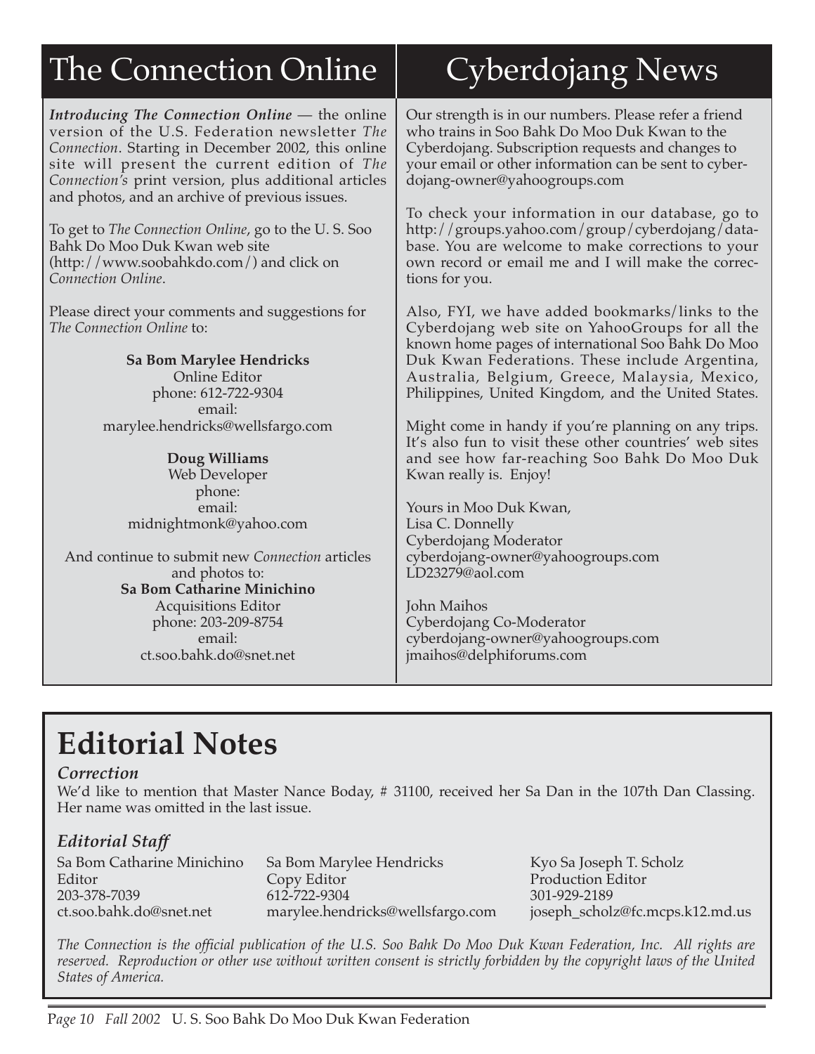# The Connection Online

***Introducing The Connection Online*** — the online version of the U.S. Federation newsletter *The Connection*. Starting in December 2002, this online site will present the current edition of *The Connection's* print version, plus additional articles and photos, and an archive of previous issues.

To get to *The Connection Online*, go to the U. S. Soo Bahk Do Moo Duk Kwan web site (http://www.soobahkdo.com/) and click on *Connection Online*.

Please direct your comments and suggestions for *The Connection Online* to:

**Sa Bom Marylee Hendricks**
Online Editor
phone: 612-722-9304
email:
marylee.hendricks@wellsfargo.com

**Doug Williams**
Web Developer
phone:
email:
midnightmonk@yahoo.com

And continue to submit new *Connection* articles and photos to:
**Sa Bom Catharine Minichino**
Acquisitions Editor
phone: 203-209-8754
email:
ct.soo.bahk.do@snet.net

# Cyberdojang News

Our strength is in our numbers. Please refer a friend who trains in Soo Bahk Do Moo Duk Kwan to the Cyberdojang. Subscription requests and changes to your email or other information can be sent to cyberdojang-owner@yahoogroups.com

To check your information in our database, go to http://groups.yahoo.com/group/cyberdojang/database. You are welcome to make corrections to your own record or email me and I will make the corrections for you.

Also, FYI, we have added bookmarks/links to the Cyberdojang web site on YahooGroups for all the known home pages of international Soo Bahk Do Moo Duk Kwan Federations. These include Argentina, Australia, Belgium, Greece, Malaysia, Mexico, Philippines, United Kingdom, and the United States.

Might come in handy if you're planning on any trips. It's also fun to visit these other countries' web sites and see how far-reaching Soo Bahk Do Moo Duk Kwan really is. Enjoy!

Yours in Moo Duk Kwan,
Lisa C. Donnelly
Cyberdojang Moderator
cyberdojang-owner@yahoogroups.com
LD23279@aol.com

John Maihos
Cyberdojang Co-Moderator
cyberdojang-owner@yahoogroups.com
jmaihos@delphiforums.com

# Editorial Notes

### *Correction*

We'd like to mention that Master Nance Boday, # 31100, received her Sa Dan in the 107th Dan Classing. Her name was omitted in the last issue.

### *Editorial Staff*

Sa Bom Catharine Minichino
Editor
203-378-7039
ct.soo.bahk.do@snet.net

Sa Bom Marylee Hendricks
Copy Editor
612-722-9304
marylee.hendricks@wellsfargo.com

Kyo Sa Joseph T. Scholz
Production Editor
301-929-2189
joseph_scholz@fc.mcps.k12.md.us

*The Connection is the official publication of the U.S. Soo Bahk Do Moo Duk Kwan Federation, Inc. All rights are reserved. Reproduction or other use without written consent is strictly forbidden by the copyright laws of the United States of America.*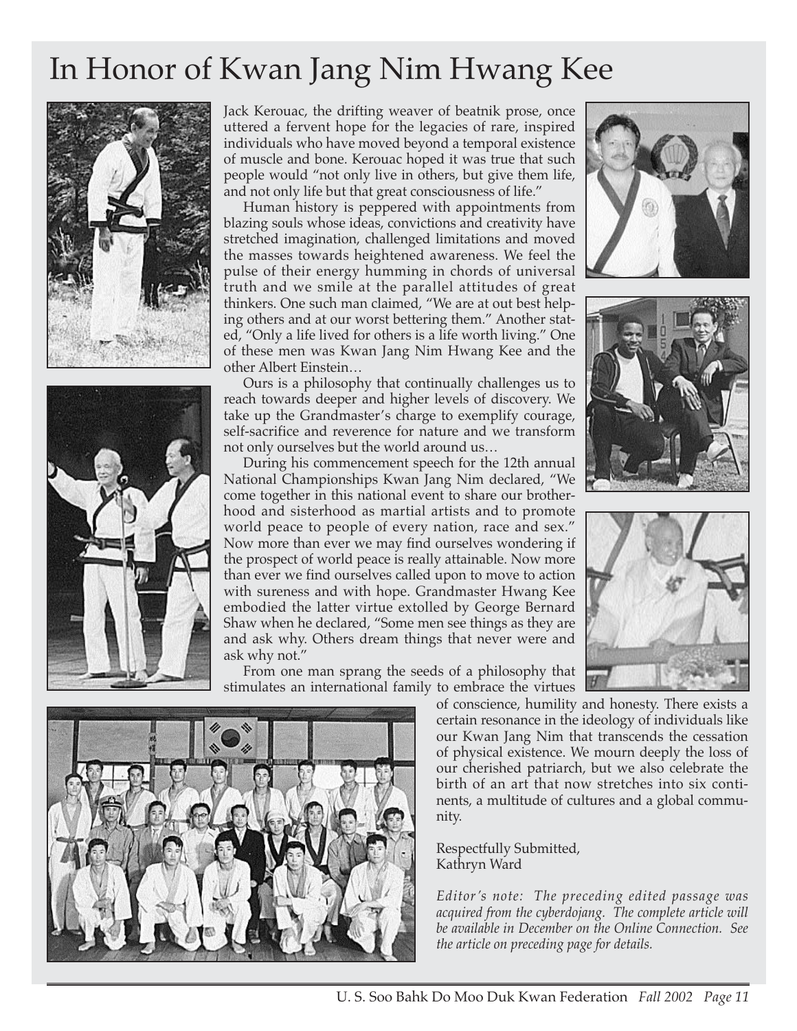# In Honor of Kwan Jang Nim Hwang Kee

Jack Kerouac, the drifting weaver of beatnik prose, once uttered a fervent hope for the legacies of rare, inspired individuals who have moved beyond a temporal existence of muscle and bone. Kerouac hoped it was true that such people would "not only live in others, but give them life, and not only life but that great consciousness of life."

Human history is peppered with appointments from blazing souls whose ideas, convictions and creativity have stretched imagination, challenged limitations and moved the masses towards heightened awareness. We feel the pulse of their energy humming in chords of universal truth and we smile at the parallel attitudes of great thinkers. One such man claimed, "We are at out best helping others and at our worst bettering them." Another stated, "Only a life lived for others is a life worth living." One of these men was Kwan Jang Nim Hwang Kee and the other Albert Einstein…

Ours is a philosophy that continually challenges us to reach towards deeper and higher levels of discovery. We take up the Grandmaster's charge to exemplify courage, self-sacrifice and reverence for nature and we transform not only ourselves but the world around us…

During his commencement speech for the 12th annual National Championships Kwan Jang Nim declared, "We come together in this national event to share our brotherhood and sisterhood as martial artists and to promote world peace to people of every nation, race and sex." Now more than ever we may find ourselves wondering if the prospect of world peace is really attainable. Now more than ever we find ourselves called upon to move to action with sureness and with hope. Grandmaster Hwang Kee embodied the latter virtue extolled by George Bernard Shaw when he declared, "Some men see things as they are and ask why. Others dream things that never were and ask why not."

From one man sprang the seeds of a philosophy that stimulates an international family to embrace the virtues of conscience, humility and honesty. There exists a certain resonance in the ideology of individuals like our Kwan Jang Nim that transcends the cessation of physical existence. We mourn deeply the loss of our cherished patriarch, but we also celebrate the birth of an art that now stretches into six continents, a multitude of cultures and a global community.

Respectfully Submitted,
Kathryn Ward

*Editor's note: The preceding edited passage was acquired from the cyberdojang. The complete article will be available in December on the Online Connection. See the article on preceding page for details.*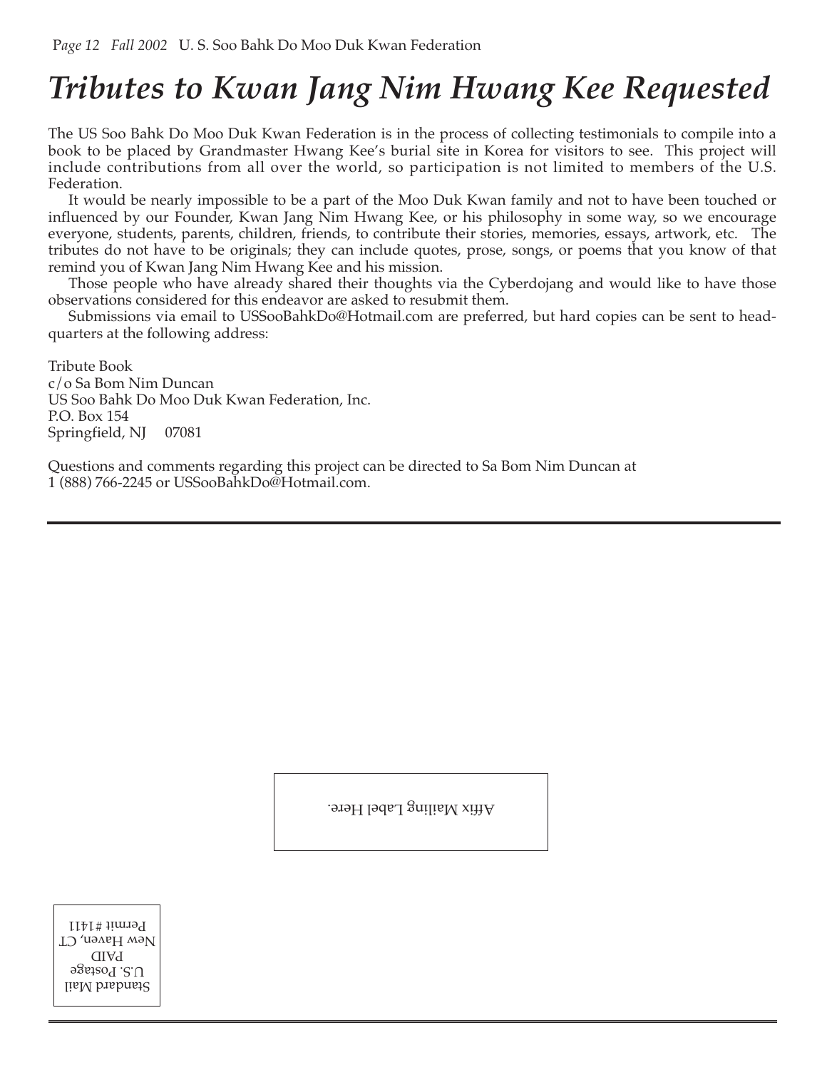# Tributes to Kwan Jang Nim Hwang Kee Requested

The US Soo Bahk Do Moo Duk Kwan Federation is in the process of collecting testimonials to compile into a book to be placed by Grandmaster Hwang Kee's burial site in Korea for visitors to see. This project will include contributions from all over the world, so participation is not limited to members of the U.S. Federation.

It would be nearly impossible to be a part of the Moo Duk Kwan family and not to have been touched or influenced by our Founder, Kwan Jang Nim Hwang Kee, or his philosophy in some way, so we encourage everyone, students, parents, children, friends, to contribute their stories, memories, essays, artwork, etc. The tributes do not have to be originals; they can include quotes, prose, songs, or poems that you know of that remind you of Kwan Jang Nim Hwang Kee and his mission.

Those people who have already shared their thoughts via the Cyberdojang and would like to have those observations considered for this endeavor are asked to resubmit them.

Submissions via email to USSooBahkDo@Hotmail.com are preferred, but hard copies can be sent to headquarters at the following address:

Tribute Book
c/o Sa Bom Nim Duncan
US Soo Bahk Do Moo Duk Kwan Federation, Inc.
P.O. Box 154
Springfield, NJ 07081

Questions and comments regarding this project can be directed to Sa Bom Nim Duncan at 1 (888) 766-2245 or USSooBahkDo@Hotmail.com.

---

Affix Mailing Label Here.

Standard Mail
U.S. Postage
PAID
New Haven, CT
Permit #1411